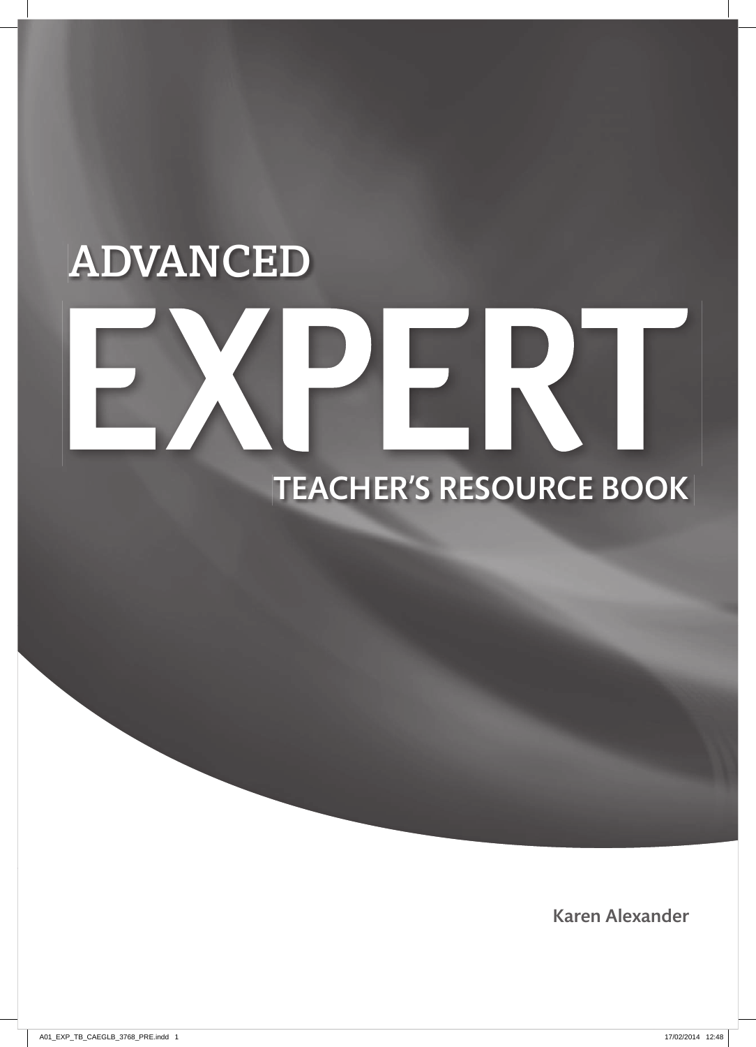# ADVANCED

# EXPERT

## TEACHER'S RESOURCE BOOK

Karen Alexander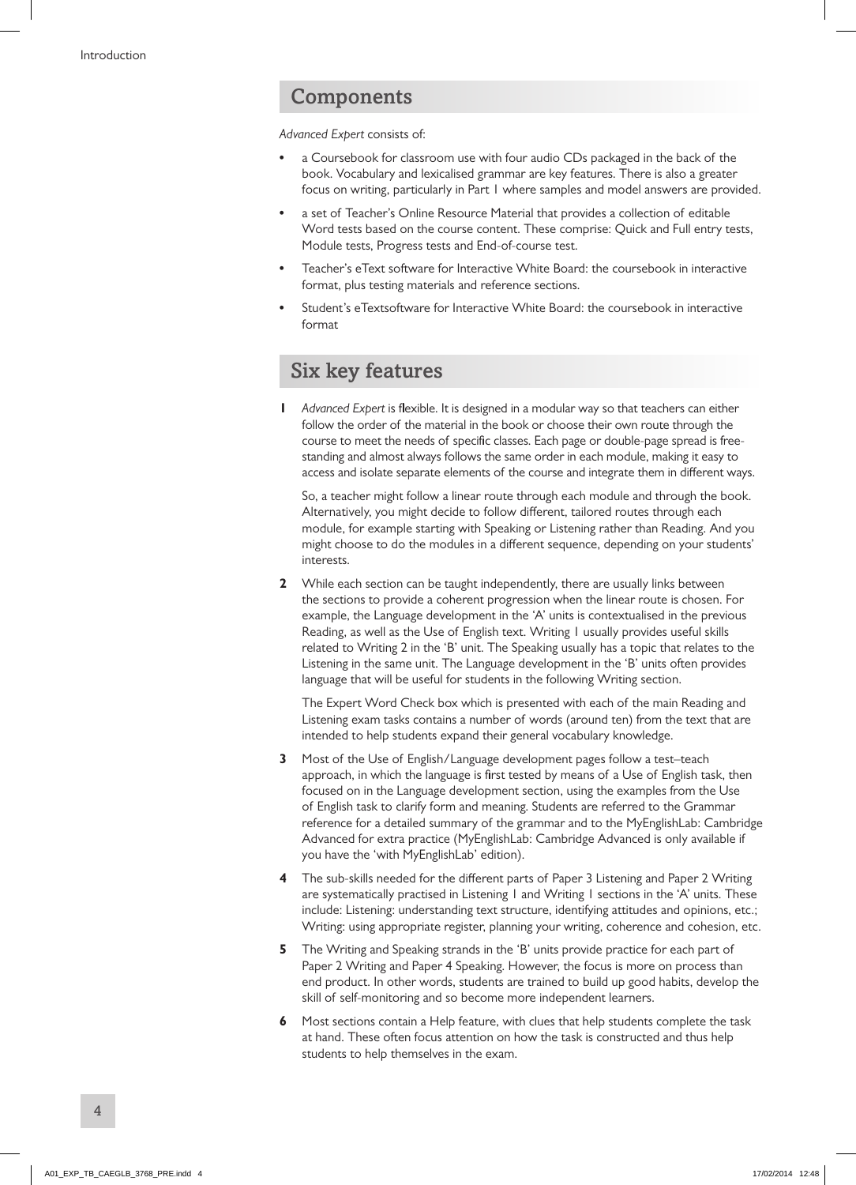## Components

*Advanced Expert* consists of:

- a Coursebook for classroom use with four audio CDs packaged in the back of the book. Vocabulary and lexicalised grammar are key features. There is also a greater focus on writing, particularly in Part 1 where samples and model answers are provided.
- a set of Teacher's Online Resource Material that provides a collection of editable Word tests based on the course content. These comprise: Quick and Full entry tests, Module tests, Progress tests and End-of-course test.
- Teacher's eText software for Interactive White Board: the coursebook in interactive format, plus testing materials and reference sections.
- Student's eTextsoftware for Interactive White Board: the coursebook in interactive format

## Six key features

1. *Advanced Expert* is flexible. It is designed in a modular way so that teachers can either follow the order of the material in the book or choose their own route through the course to meet the needs of specific classes. Each page or double-page spread is free-standing and almost always follows the same order in each module, making it easy to access and isolate separate elements of the course and integrate them in different ways.

   So, a teacher might follow a linear route through each module and through the book. Alternatively, you might decide to follow different, tailored routes through each module, for example starting with Speaking or Listening rather than Reading. And you might choose to do the modules in a different sequence, depending on your students' interests.

2. While each section can be taught independently, there are usually links between the sections to provide a coherent progression when the linear route is chosen. For example, the Language development in the 'A' units is contextualised in the previous Reading, as well as the Use of English text. Writing 1 usually provides useful skills related to Writing 2 in the 'B' unit. The Speaking usually has a topic that relates to the Listening in the same unit. The Language development in the 'B' units often provides language that will be useful for students in the following Writing section.

   The Expert Word Check box which is presented with each of the main Reading and Listening exam tasks contains a number of words (around ten) from the text that are intended to help students expand their general vocabulary knowledge.

3. Most of the Use of English/Language development pages follow a test–teach approach, in which the language is first tested by means of a Use of English task, then focused on in the Language development section, using the examples from the Use of English task to clarify form and meaning. Students are referred to the Grammar reference for a detailed summary of the grammar and to the MyEnglishLab: Cambridge Advanced for extra practice (MyEnglishLab: Cambridge Advanced is only available if you have the 'with MyEnglishLab' edition).

4. The sub-skills needed for the different parts of Paper 3 Listening and Paper 2 Writing are systematically practised in Listening 1 and Writing 1 sections in the 'A' units. These include: Listening: understanding text structure, identifying attitudes and opinions, etc.; Writing: using appropriate register, planning your writing, coherence and cohesion, etc.

5. The Writing and Speaking strands in the 'B' units provide practice for each part of Paper 2 Writing and Paper 4 Speaking. However, the focus is more on process than end product. In other words, students are trained to build up good habits, develop the skill of self-monitoring and so become more independent learners.

6. Most sections contain a Help feature, with clues that help students complete the task at hand. These often focus attention on how the task is constructed and thus help students to help themselves in the exam.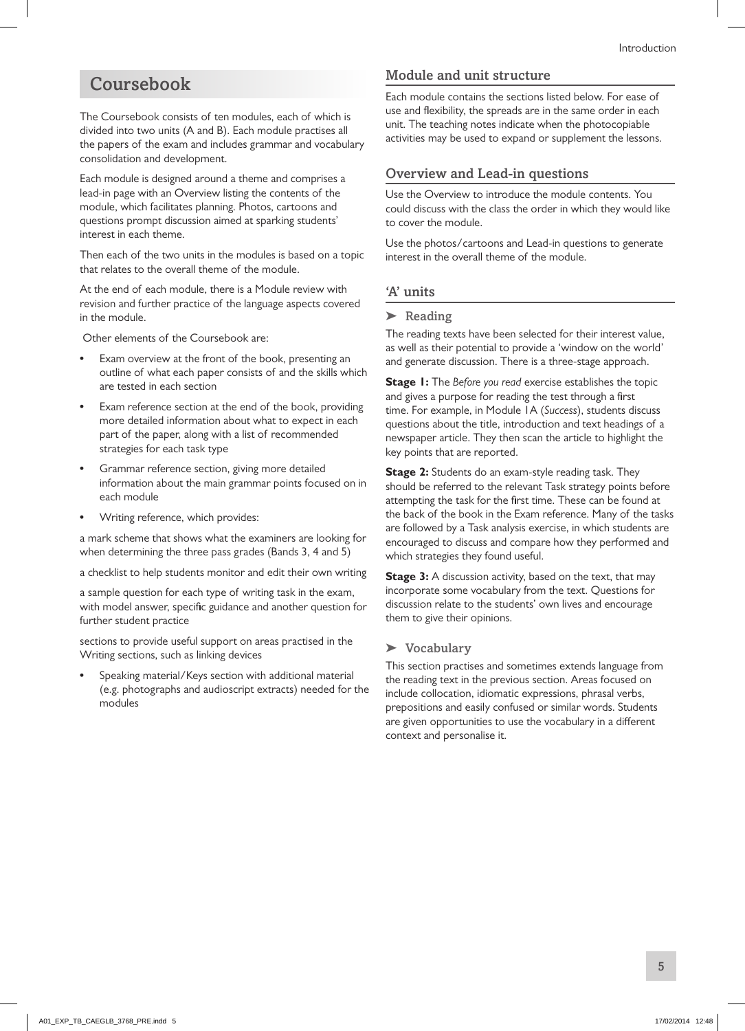## Coursebook

The Coursebook consists of ten modules, each of which is divided into two units (A and B). Each module practises all the papers of the exam and includes grammar and vocabulary consolidation and development.

Each module is designed around a theme and comprises a lead-in page with an Overview listing the contents of the module, which facilitates planning. Photos, cartoons and questions prompt discussion aimed at sparking students' interest in each theme.

Then each of the two units in the modules is based on a topic that relates to the overall theme of the module.

At the end of each module, there is a Module review with revision and further practice of the language aspects covered in the module.

Other elements of the Coursebook are:

- Exam overview at the front of the book, presenting an outline of what each paper consists of and the skills which are tested in each section
- Exam reference section at the end of the book, providing more detailed information about what to expect in each part of the paper, along with a list of recommended strategies for each task type
- Grammar reference section, giving more detailed information about the main grammar points focused on in each module
- Writing reference, which provides:

a mark scheme that shows what the examiners are looking for when determining the three pass grades (Bands 3, 4 and 5)

a checklist to help students monitor and edit their own writing

a sample question for each type of writing task in the exam, with model answer, specific guidance and another question for further student practice

sections to provide useful support on areas practised in the Writing sections, such as linking devices

- Speaking material/Keys section with additional material (e.g. photographs and audioscript extracts) needed for the modules

### Module and unit structure

Each module contains the sections listed below. For ease of use and flexibility, the spreads are in the same order in each unit. The teaching notes indicate when the photocopiable activities may be used to expand or supplement the lessons.

### Overview and Lead-in questions

Use the Overview to introduce the module contents. You could discuss with the class the order in which they would like to cover the module.

Use the photos/cartoons and Lead-in questions to generate interest in the overall theme of the module.

### 'A' units

#### ➤ Reading

The reading texts have been selected for their interest value, as well as their potential to provide a 'window on the world' and generate discussion. There is a three-stage approach.

**Stage 1:** The *Before you read* exercise establishes the topic and gives a purpose for reading the test through a first time. For example, in Module 1A (*Success*), students discuss questions about the title, introduction and text headings of a newspaper article. They then scan the article to highlight the key points that are reported.

**Stage 2:** Students do an exam-style reading task. They should be referred to the relevant Task strategy points before attempting the task for the first time. These can be found at the back of the book in the Exam reference. Many of the tasks are followed by a Task analysis exercise, in which students are encouraged to discuss and compare how they performed and which strategies they found useful.

**Stage 3:** A discussion activity, based on the text, that may incorporate some vocabulary from the text. Questions for discussion relate to the students' own lives and encourage them to give their opinions.

#### ➤ Vocabulary

This section practises and sometimes extends language from the reading text in the previous section. Areas focused on include collocation, idiomatic expressions, phrasal verbs, prepositions and easily confused or similar words. Students are given opportunities to use the vocabulary in a different context and personalise it.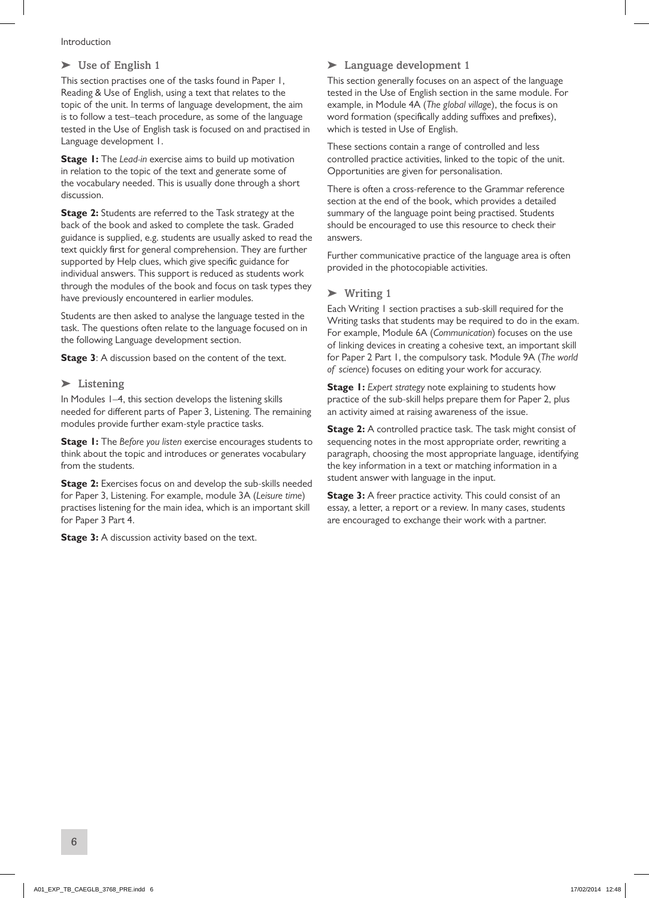## ➤ Use of English 1

This section practises one of the tasks found in Paper 1, Reading & Use of English, using a text that relates to the topic of the unit. In terms of language development, the aim is to follow a test–teach procedure, as some of the language tested in the Use of English task is focused on and practised in Language development 1.

**Stage 1:** The *Lead-in* exercise aims to build up motivation in relation to the topic of the text and generate some of the vocabulary needed. This is usually done through a short discussion.

**Stage 2:** Students are referred to the Task strategy at the back of the book and asked to complete the task. Graded guidance is supplied, e.g. students are usually asked to read the text quickly first for general comprehension. They are further supported by Help clues, which give specific guidance for individual answers. This support is reduced as students work through the modules of the book and focus on task types they have previously encountered in earlier modules.

Students are then asked to analyse the language tested in the task. The questions often relate to the language focused on in the following Language development section.

**Stage 3**: A discussion based on the content of the text.

## ➤ Listening

In Modules 1–4, this section develops the listening skills needed for different parts of Paper 3, Listening. The remaining modules provide further exam-style practice tasks.

**Stage 1:** The *Before you listen* exercise encourages students to think about the topic and introduces or generates vocabulary from the students.

**Stage 2:** Exercises focus on and develop the sub-skills needed for Paper 3, Listening. For example, module 3A (*Leisure time*) practises listening for the main idea, which is an important skill for Paper 3 Part 4.

**Stage 3:** A discussion activity based on the text.

## ➤ Language development 1

This section generally focuses on an aspect of the language tested in the Use of English section in the same module. For example, in Module 4A (*The global village*), the focus is on word formation (specifically adding suffixes and prefixes), which is tested in Use of English.

These sections contain a range of controlled and less controlled practice activities, linked to the topic of the unit. Opportunities are given for personalisation.

There is often a cross-reference to the Grammar reference section at the end of the book, which provides a detailed summary of the language point being practised. Students should be encouraged to use this resource to check their answers.

Further communicative practice of the language area is often provided in the photocopiable activities.

## ➤ Writing 1

Each Writing 1 section practises a sub-skill required for the Writing tasks that students may be required to do in the exam. For example, Module 6A (*Communication*) focuses on the use of linking devices in creating a cohesive text, an important skill for Paper 2 Part 1, the compulsory task. Module 9A (*The world of science*) focuses on editing your work for accuracy.

**Stage 1:** *Expert strategy* note explaining to students how practice of the sub-skill helps prepare them for Paper 2, plus an activity aimed at raising awareness of the issue.

**Stage 2:** A controlled practice task. The task might consist of sequencing notes in the most appropriate order, rewriting a paragraph, choosing the most appropriate language, identifying the key information in a text or matching information in a student answer with language in the input.

**Stage 3:** A freer practice activity. This could consist of an essay, a letter, a report or a review. In many cases, students are encouraged to exchange their work with a partner.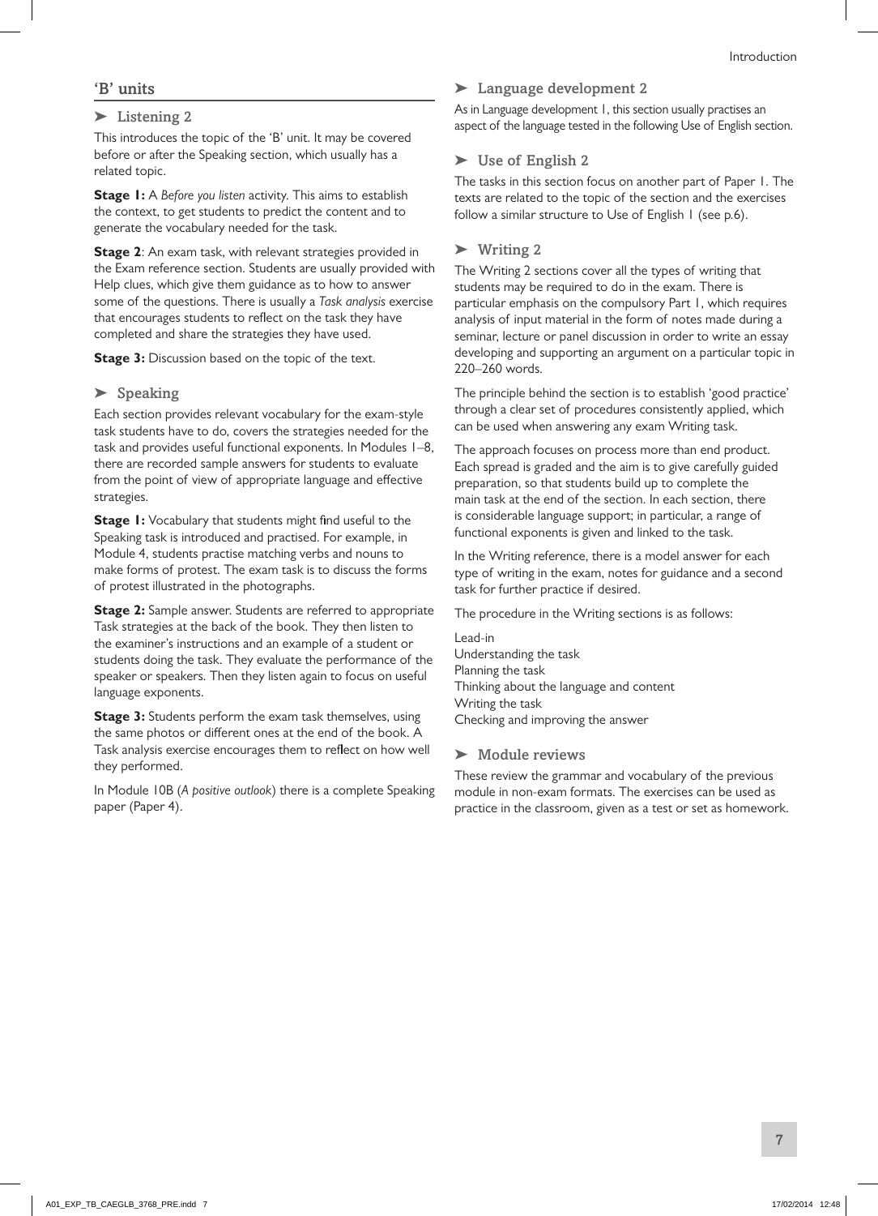## 'B' units

### ➤ Listening 2

This introduces the topic of the 'B' unit. It may be covered before or after the Speaking section, which usually has a related topic.

**Stage 1:** A *Before you listen* activity. This aims to establish the context, to get students to predict the content and to generate the vocabulary needed for the task.

**Stage 2**: An exam task, with relevant strategies provided in the Exam reference section. Students are usually provided with Help clues, which give them guidance as to how to answer some of the questions. There is usually a *Task analysis* exercise that encourages students to reflect on the task they have completed and share the strategies they have used.

**Stage 3:** Discussion based on the topic of the text.

### ➤ Speaking

Each section provides relevant vocabulary for the exam-style task students have to do, covers the strategies needed for the task and provides useful functional exponents. In Modules 1–8, there are recorded sample answers for students to evaluate from the point of view of appropriate language and effective strategies.

**Stage 1:** Vocabulary that students might find useful to the Speaking task is introduced and practised. For example, in Module 4, students practise matching verbs and nouns to make forms of protest. The exam task is to discuss the forms of protest illustrated in the photographs.

**Stage 2:** Sample answer. Students are referred to appropriate Task strategies at the back of the book. They then listen to the examiner's instructions and an example of a student or students doing the task. They evaluate the performance of the speaker or speakers. Then they listen again to focus on useful language exponents.

**Stage 3:** Students perform the exam task themselves, using the same photos or different ones at the end of the book. A Task analysis exercise encourages them to reflect on how well they performed.

In Module 10B (*A positive outlook*) there is a complete Speaking paper (Paper 4).

### ➤ Language development 2

As in Language development 1, this section usually practises an aspect of the language tested in the following Use of English section.

### ➤ Use of English 2

The tasks in this section focus on another part of Paper 1. The texts are related to the topic of the section and the exercises follow a similar structure to Use of English 1 (see p.6).

### ➤ Writing 2

The Writing 2 sections cover all the types of writing that students may be required to do in the exam. There is particular emphasis on the compulsory Part 1, which requires analysis of input material in the form of notes made during a seminar, lecture or panel discussion in order to write an essay developing and supporting an argument on a particular topic in 220–260 words.

The principle behind the section is to establish 'good practice' through a clear set of procedures consistently applied, which can be used when answering any exam Writing task.

The approach focuses on process more than end product. Each spread is graded and the aim is to give carefully guided preparation, so that students build up to complete the main task at the end of the section. In each section, there is considerable language support; in particular, a range of functional exponents is given and linked to the task.

In the Writing reference, there is a model answer for each type of writing in the exam, notes for guidance and a second task for further practice if desired.

The procedure in the Writing sections is as follows:

Lead-in
Understanding the task
Planning the task
Thinking about the language and content
Writing the task
Checking and improving the answer

### ➤ Module reviews

These review the grammar and vocabulary of the previous module in non-exam formats. The exercises can be used as practice in the classroom, given as a test or set as homework.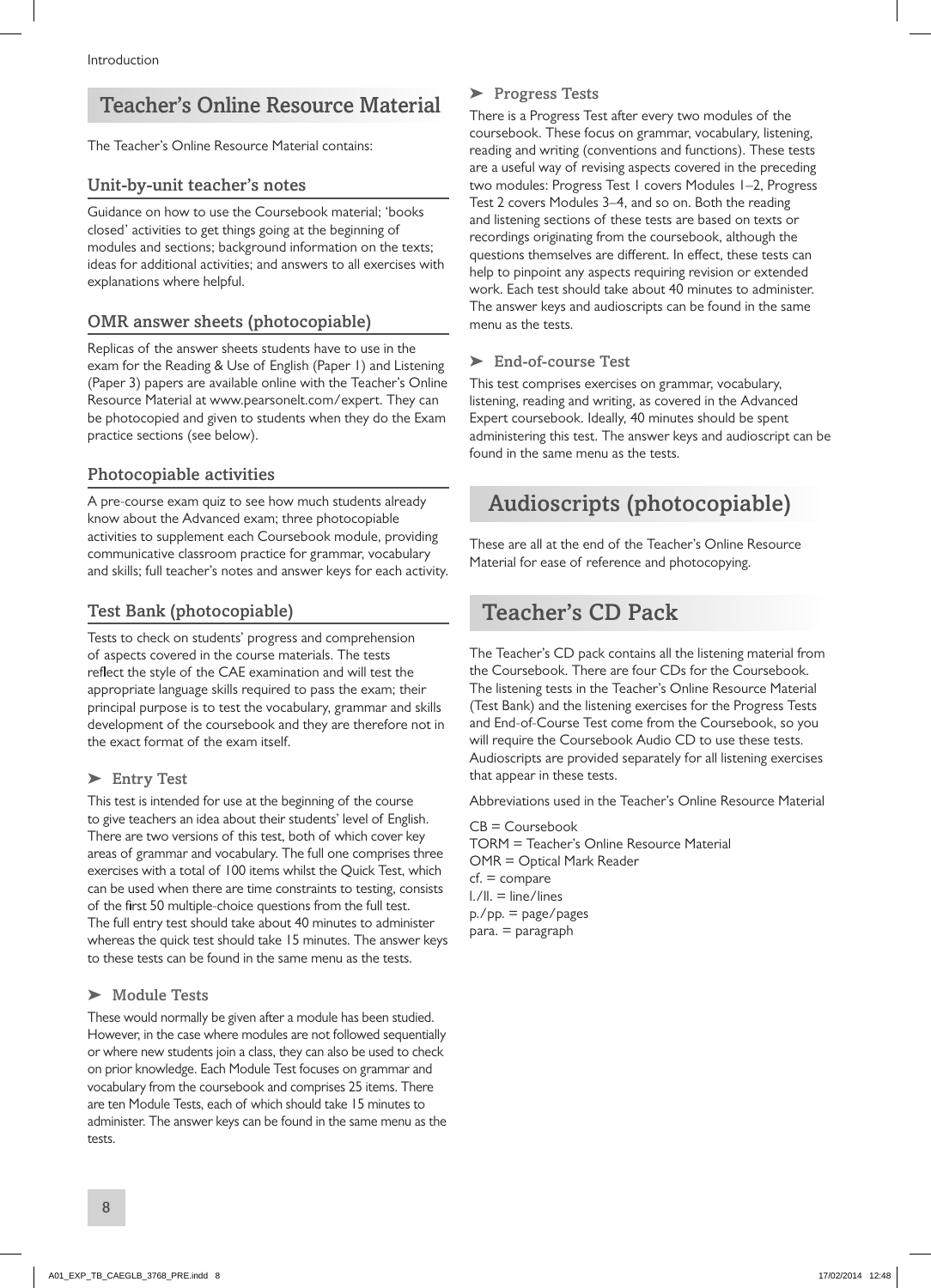## Teacher's Online Resource Material

The Teacher's Online Resource Material contains:

### Unit-by-unit teacher's notes

Guidance on how to use the Coursebook material; 'books closed' activities to get things going at the beginning of modules and sections; background information on the texts; ideas for additional activities; and answers to all exercises with explanations where helpful.

### OMR answer sheets (photocopiable)

Replicas of the answer sheets students have to use in the exam for the Reading & Use of English (Paper 1) and Listening (Paper 3) papers are available online with the Teacher's Online Resource Material at www.pearsonelt.com/expert. They can be photocopied and given to students when they do the Exam practice sections (see below).

### Photocopiable activities

A pre-course exam quiz to see how much students already know about the Advanced exam; three photocopiable activities to supplement each Coursebook module, providing communicative classroom practice for grammar, vocabulary and skills; full teacher's notes and answer keys for each activity.

### Test Bank (photocopiable)

Tests to check on students' progress and comprehension of aspects covered in the course materials. The tests reflect the style of the CAE examination and will test the appropriate language skills required to pass the exam; their principal purpose is to test the vocabulary, grammar and skills development of the coursebook and they are therefore not in the exact format of the exam itself.

#### ➤ Entry Test

This test is intended for use at the beginning of the course to give teachers an idea about their students' level of English. There are two versions of this test, both of which cover key areas of grammar and vocabulary. The full one comprises three exercises with a total of 100 items whilst the Quick Test, which can be used when there are time constraints to testing, consists of the first 50 multiple-choice questions from the full test. The full entry test should take about 40 minutes to administer whereas the quick test should take 15 minutes. The answer keys to these tests can be found in the same menu as the tests.

#### ➤ Module Tests

These would normally be given after a module has been studied. However, in the case where modules are not followed sequentially or where new students join a class, they can also be used to check on prior knowledge. Each Module Test focuses on grammar and vocabulary from the coursebook and comprises 25 items. There are ten Module Tests, each of which should take 15 minutes to administer. The answer keys can be found in the same menu as the tests.

#### ➤ Progress Tests

There is a Progress Test after every two modules of the coursebook. These focus on grammar, vocabulary, listening, reading and writing (conventions and functions). These tests are a useful way of revising aspects covered in the preceding two modules: Progress Test 1 covers Modules 1–2, Progress Test 2 covers Modules 3–4, and so on. Both the reading and listening sections of these tests are based on texts or recordings originating from the coursebook, although the questions themselves are different. In effect, these tests can help to pinpoint any aspects requiring revision or extended work. Each test should take about 40 minutes to administer. The answer keys and audioscripts can be found in the same menu as the tests.

#### ➤ End-of-course Test

This test comprises exercises on grammar, vocabulary, listening, reading and writing, as covered in the Advanced Expert coursebook. Ideally, 40 minutes should be spent administering this test. The answer keys and audioscript can be found in the same menu as the tests.

## Audioscripts (photocopiable)

These are all at the end of the Teacher's Online Resource Material for ease of reference and photocopying.

## Teacher's CD Pack

The Teacher's CD pack contains all the listening material from the Coursebook. There are four CDs for the Coursebook. The listening tests in the Teacher's Online Resource Material (Test Bank) and the listening exercises for the Progress Tests and End-of-Course Test come from the Coursebook, so you will require the Coursebook Audio CD to use these tests. Audioscripts are provided separately for all listening exercises that appear in these tests.

Abbreviations used in the Teacher's Online Resource Material

CB = Coursebook
TORM = Teacher's Online Resource Material
OMR = Optical Mark Reader
cf. = compare
l./ll. = line/lines
p./pp. = page/pages
para. = paragraph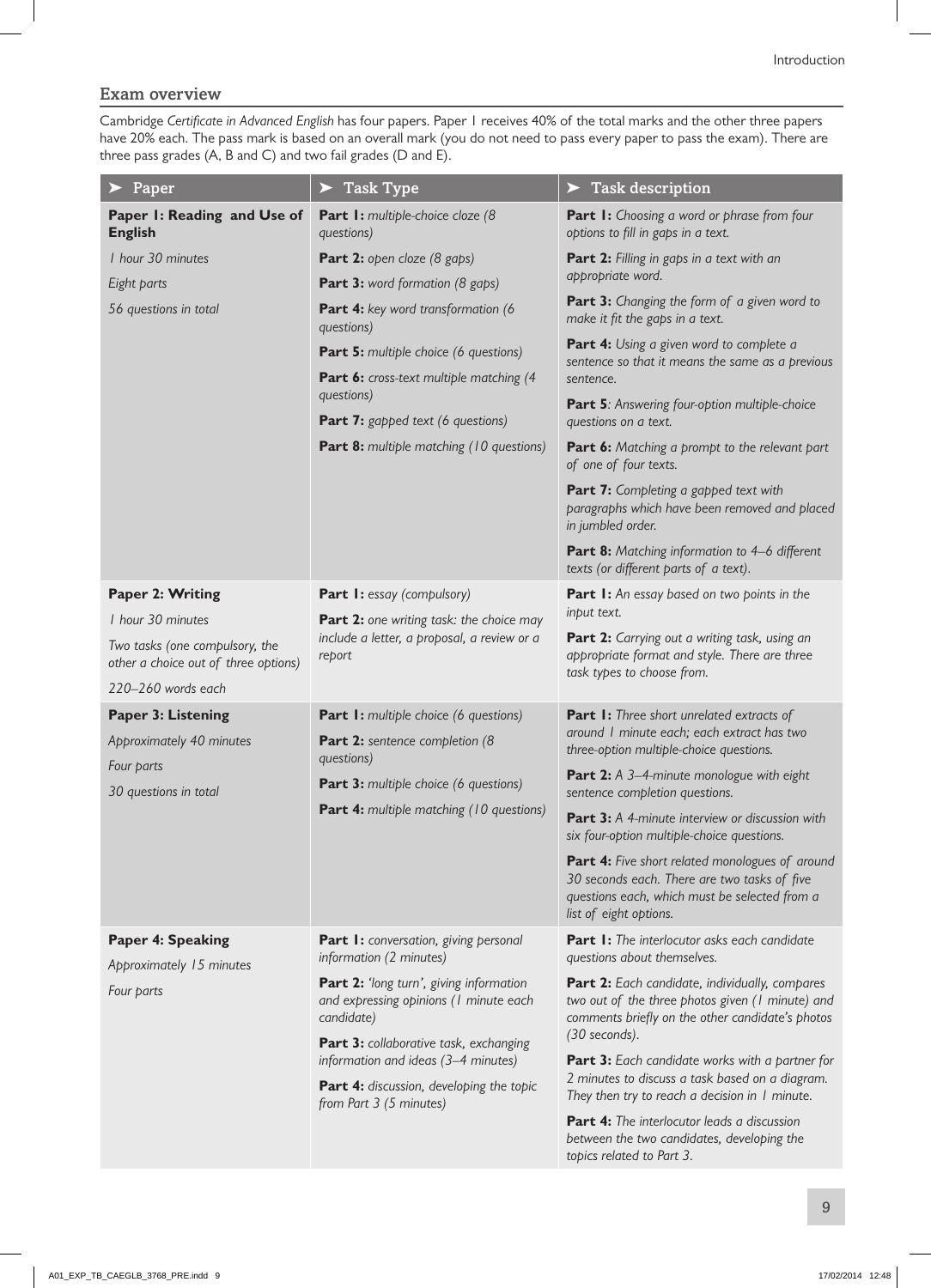## Exam overview

Cambridge *Certificate in Advanced English* has four papers. Paper 1 receives 40% of the total marks and the other three papers have 20% each. The pass mark is based on an overall mark (you do not need to pass every paper to pass the exam). There are three pass grades (A, B and C) and two fail grades (D and E).

| ➤ Paper | ➤ Task Type | ➤ Task description |
|---|---|---|
| **Paper 1: Reading and Use of English**<br>*1 hour 30 minutes*<br>*Eight parts*<br>*56 questions in total* | **Part 1:** *multiple-choice cloze (8 questions)*<br>**Part 2:** *open cloze (8 gaps)*<br>**Part 3:** *word formation (8 gaps)*<br>**Part 4:** *key word transformation (6 questions)*<br>**Part 5:** *multiple choice (6 questions)*<br>**Part 6:** *cross-text multiple matching (4 questions)*<br>**Part 7:** *gapped text (6 questions)*<br>**Part 8:** *multiple matching (10 questions)* | **Part 1:** *Choosing a word or phrase from four options to fill in gaps in a text.*<br>**Part 2:** *Filling in gaps in a text with an appropriate word.*<br>**Part 3:** *Changing the form of a given word to make it fit the gaps in a text.*<br>**Part 4:** *Using a given word to complete a sentence so that it means the same as a previous sentence.*<br>**Part 5**: *Answering four-option multiple-choice questions on a text.*<br>**Part 6:** *Matching a prompt to the relevant part of one of four texts.*<br>**Part 7:** *Completing a gapped text with paragraphs which have been removed and placed in jumbled order.*<br>**Part 8:** *Matching information to 4–6 different texts (or different parts of a text).* |
| **Paper 2: Writing**<br>*1 hour 30 minutes*<br>*Two tasks (one compulsory, the other a choice out of three options)*<br>*220–260 words each* | **Part 1:** *essay (compulsory)*<br>**Part 2:** *one writing task: the choice may include a letter, a proposal, a review or a report* | **Part 1:** *An essay based on two points in the input text.*<br>**Part 2:** *Carrying out a writing task, using an appropriate format and style. There are three task types to choose from.* |
| **Paper 3: Listening**<br>*Approximately 40 minutes*<br>*Four parts*<br>*30 questions in total* | **Part 1:** *multiple choice (6 questions)*<br>**Part 2:** *sentence completion (8 questions)*<br>**Part 3:** *multiple choice (6 questions)*<br>**Part 4:** *multiple matching (10 questions)* | **Part 1:** *Three short unrelated extracts of around 1 minute each; each extract has two three-option multiple-choice questions.*<br>**Part 2:** *A 3–4-minute monologue with eight sentence completion questions.*<br>**Part 3:** *A 4-minute interview or discussion with six four-option multiple-choice questions.*<br>**Part 4:** *Five short related monologues of around 30 seconds each. There are two tasks of five questions each, which must be selected from a list of eight options.* |
| **Paper 4: Speaking**<br>*Approximately 15 minutes*<br>*Four parts* | **Part 1:** *conversation, giving personal information (2 minutes)*<br>**Part 2:** *'long turn', giving information and expressing opinions (1 minute each candidate)*<br>**Part 3:** *collaborative task, exchanging information and ideas (3–4 minutes)*<br>**Part 4:** *discussion, developing the topic from Part 3 (5 minutes)* | **Part 1:** *The interlocutor asks each candidate questions about themselves.*<br>**Part 2:** *Each candidate, individually, compares two out of the three photos given (1 minute) and comments briefly on the other candidate's photos (30 seconds).*<br>**Part 3:** *Each candidate works with a partner for 2 minutes to discuss a task based on a diagram. They then try to reach a decision in 1 minute.*<br>**Part 4:** *The interlocutor leads a discussion between the two candidates, developing the topics related to Part 3.* |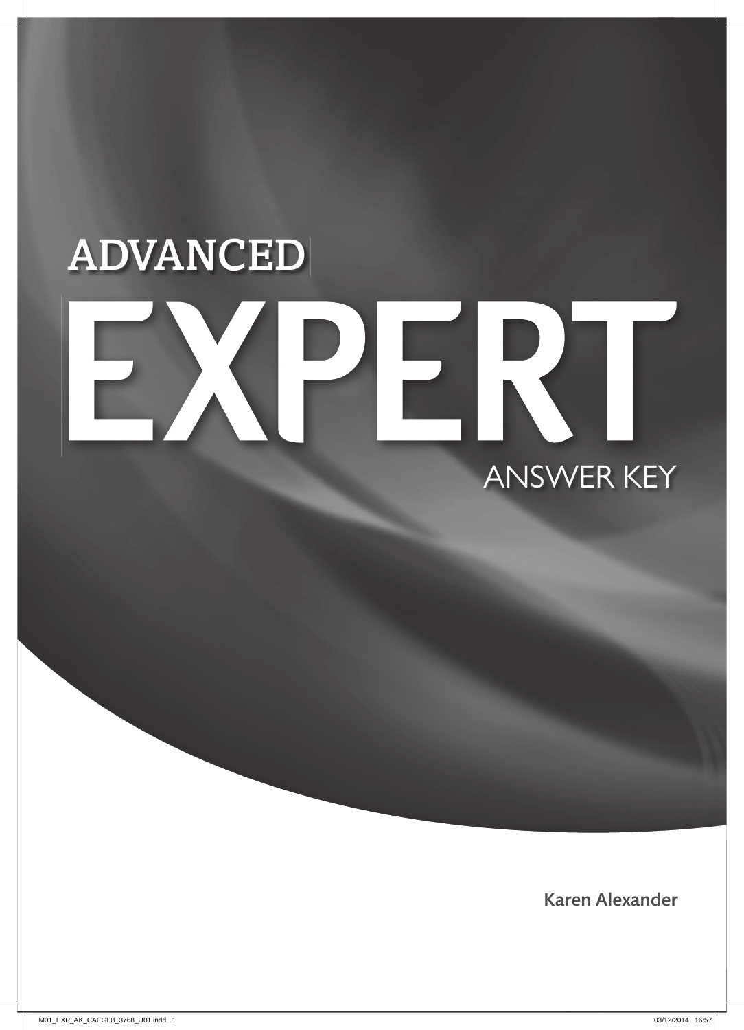# ADVANCED

# EXPERT

## ANSWER KEY

**Karen Alexander**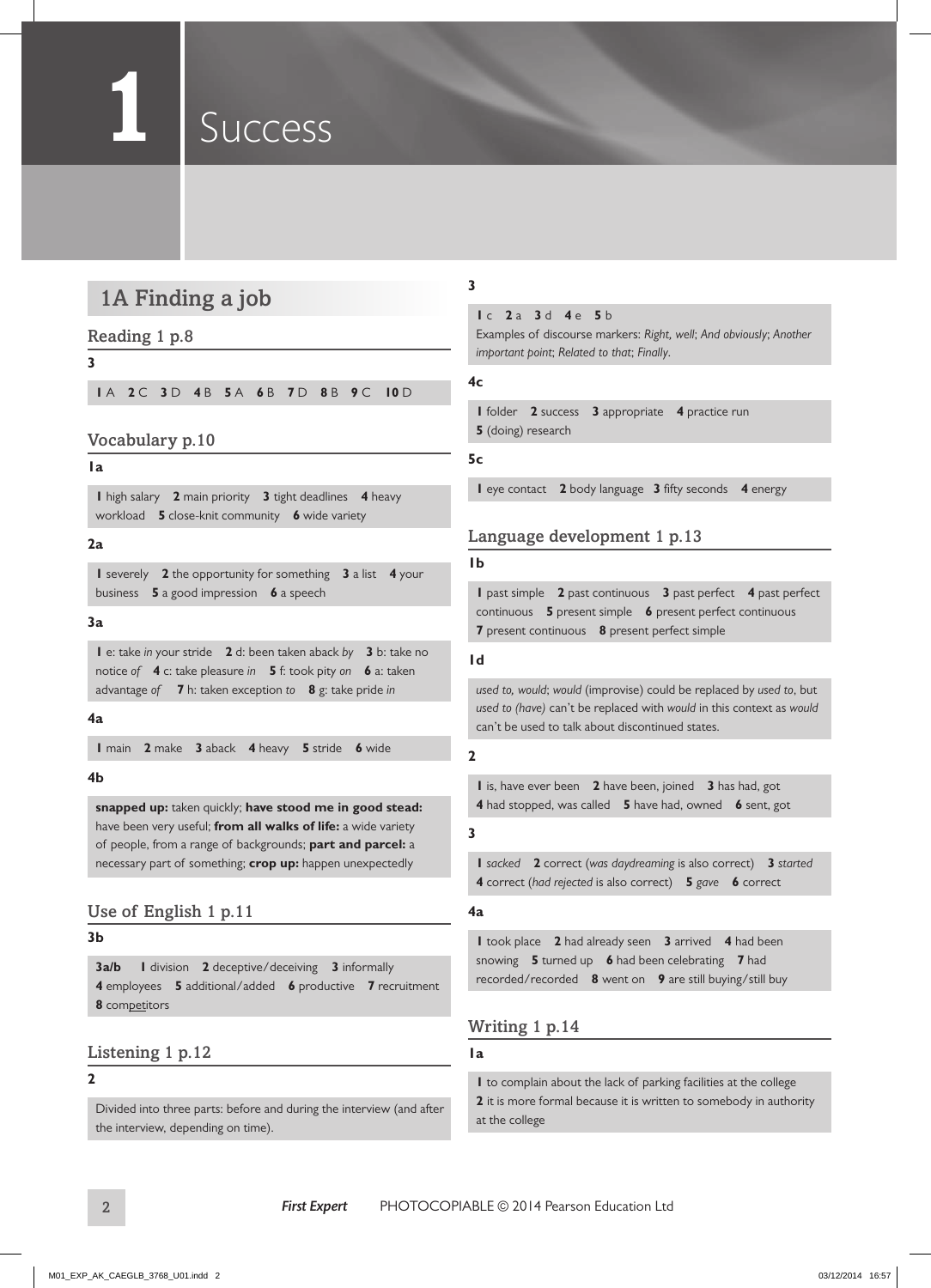# 1 Success

## 1A Finding a job

### Reading 1 p.8

**3**

**1** A **2** C **3** D **4** B **5** A **6** B **7** D **8** B **9** C **10** D

### Vocabulary p.10

**1a**

**1** high salary **2** main priority **3** tight deadlines **4** heavy workload **5** close-knit community **6** wide variety

**2a**

**1** severely **2** the opportunity for something **3** a list **4** your business **5** a good impression **6** a speech

**3a**

**1** e: take *in* your stride **2** d: been taken aback *by* **3** b: take no notice *of* **4** c: take pleasure *in* **5** f: took pity *on* **6** a: taken advantage *of* **7** h: taken exception *to* **8** g: take pride *in*

**4a**

**1** main **2** make **3** aback **4** heavy **5** stride **6** wide

**4b**

**snapped up:** taken quickly; **have stood me in good stead:** have been very useful; **from all walks of life:** a wide variety of people, from a range of backgrounds; **part and parcel:** a necessary part of something; **crop up:** happen unexpectedly

### Use of English 1 p.11

**3b**

**3a/b** **1** division **2** deceptive/deceiving **3** informally **4** employees **5** additional/added **6** productive **7** recruitment **8** comp<u>e</u>titors

### Listening 1 p.12

**2**

Divided into three parts: before and during the interview (and after the interview, depending on time).

**3**

**1** c **2** a **3** d **4** e **5** b

Examples of discourse markers: *Right, well*; *And obviously*; *Another important point*; *Related to that*; *Finally*.

**4c**

**1** folder **2** success **3** appropriate **4** practice run **5** (doing) research

**5c**

**1** eye contact **2** body language **3** fifty seconds **4** energy

### Language development 1 p.13

**1b**

**1** past simple **2** past continuous **3** past perfect **4** past perfect continuous **5** present simple **6** present perfect continuous **7** present continuous **8** present perfect simple

**1d**

*used to, would*; *would* (improvise) could be replaced by *used to*, but *used to (have)* can't be replaced with *would* in this context as *would* can't be used to talk about discontinued states.

**2**

**1** is, have ever been **2** have been, joined **3** has had, got **4** had stopped, was called **5** have had, owned **6** sent, got

**3**

**1** *sacked* **2** correct (*was daydreaming* is also correct) **3** *started* **4** correct (*had rejected* is also correct) **5** *gave* **6** correct

**4a**

**1** took place **2** had already seen **3** arrived **4** had been snowing **5** turned up **6** had been celebrating **7** had recorded/recorded **8** went on **9** are still buying/still buy

### Writing 1 p.14

**1a**

**1** to complain about the lack of parking facilities at the college
**2** it is more formal because it is written to somebody in authority at the college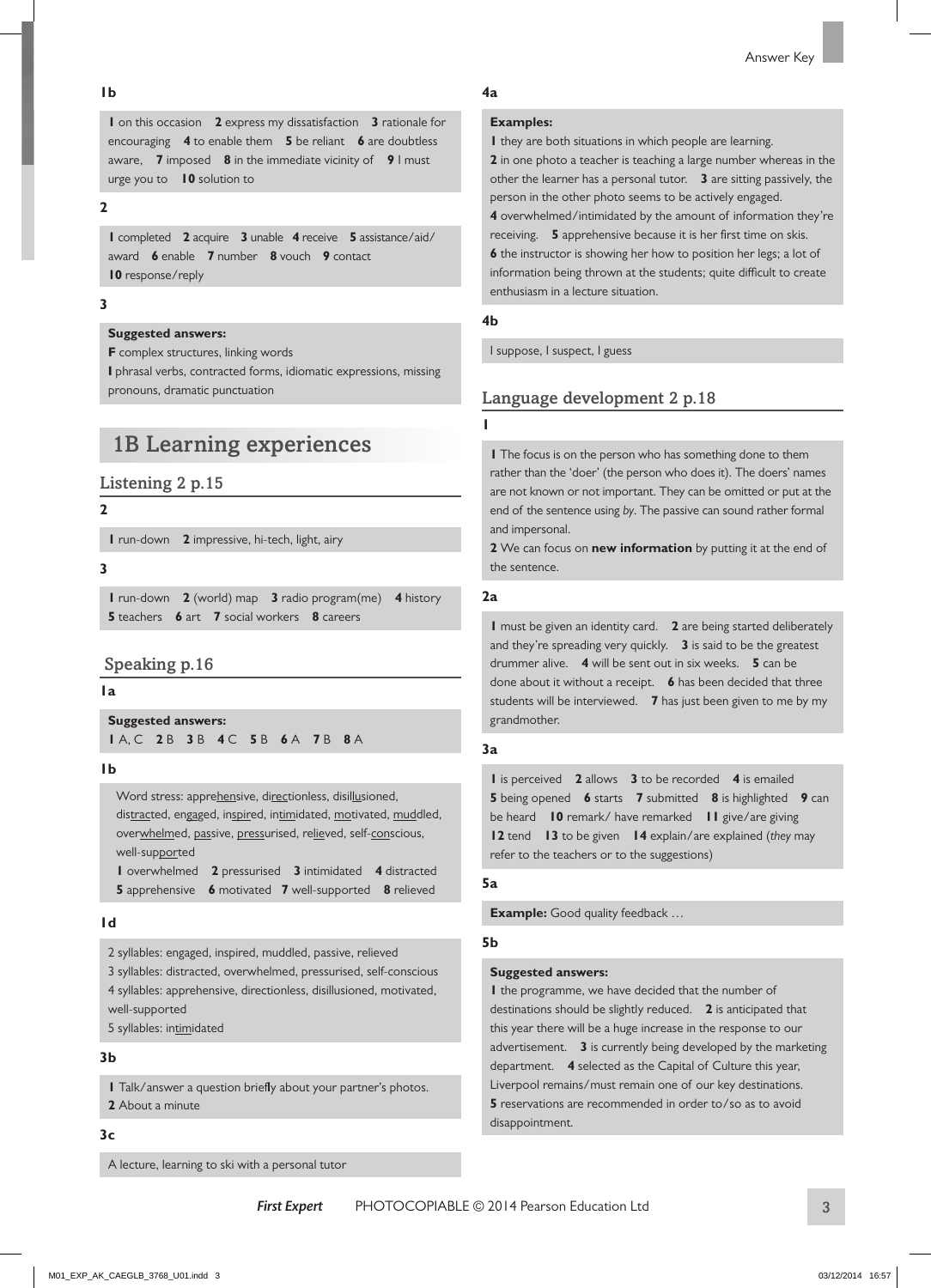### 1b

**1** on this occasion **2** express my dissatisfaction **3** rationale for encouraging **4** to enable them **5** be reliant **6** are doubtless aware, **7** imposed **8** in the immediate vicinity of **9** I must urge you to **10** solution to

### 2

**1** completed **2** acquire **3** unable **4** receive **5** assistance/aid/award **6** enable **7** number **8** vouch **9** contact **10** response/reply

### 3

**Suggested answers:**
**F** complex structures, linking words
**I** phrasal verbs, contracted forms, idiomatic expressions, missing pronouns, dramatic punctuation

# 1B Learning experiences

## Listening 2 p.15

### 2

**1** run-down **2** impressive, hi-tech, light, airy

### 3

**1** run-down **2** (world) map **3** radio program(me) **4** history **5** teachers **6** art **7** social workers **8** careers

## Speaking p.16

### 1a

**Suggested answers:**
**1** A, C **2** B **3** B **4** C **5** B **6** A **7** B **8** A

### 1b

Word stress: appre<u>hen</u>sive, di<u>rec</u>tionless, disil<u>lu</u>sioned, dis<u>tract</u>ed, en<u>gaged</u>, in<u>spir</u>ed, in<u>tim</u>idated, <u>mo</u>tivated, <u>mud</u>dled, over<u>whelm</u>ed, <u>pass</u>ive, <u>press</u>urised, re<u>liev</u>ed, self-<u>con</u>scious, well-sup<u>port</u>ed

**1** overwhelmed **2** pressurised **3** intimidated **4** distracted **5** apprehensive **6** motivated **7** well-supported **8** relieved

### 1d

2 syllables: engaged, inspired, muddled, passive, relieved
3 syllables: distracted, overwhelmed, pressurised, self-conscious
4 syllables: apprehensive, directionless, disillusioned, motivated, well-supported
5 syllables: in<u>tim</u>idated

### 3b

**1** Talk/answer a question briefly about your partner's photos.
**2** About a minute

### 3c

A lecture, learning to ski with a personal tutor

### 4a

**Examples:**
**1** they are both situations in which people are learning.
**2** in one photo a teacher is teaching a large number whereas in the other the learner has a personal tutor. **3** are sitting passively, the person in the other photo seems to be actively engaged.
**4** overwhelmed/intimidated by the amount of information they're receiving. **5** apprehensive because it is her first time on skis.
**6** the instructor is showing her how to position her legs; a lot of information being thrown at the students; quite difficult to create enthusiasm in a lecture situation.

### 4b

I suppose, I suspect, I guess

## Language development 2 p.18

### 1

**1** The focus is on the person who has something done to them rather than the 'doer' (the person who does it). The doers' names are not known or not important. They can be omitted or put at the end of the sentence using *by*. The passive can sound rather formal and impersonal.
**2** We can focus on **new information** by putting it at the end of the sentence.

### 2a

**1** must be given an identity card. **2** are being started deliberately and they're spreading very quickly. **3** is said to be the greatest drummer alive. **4** will be sent out in six weeks. **5** can be done about it without a receipt. **6** has been decided that three students will be interviewed. **7** has just been given to me by my grandmother.

### 3a

**1** is perceived **2** allows **3** to be recorded **4** is emailed **5** being opened **6** starts **7** submitted **8** is highlighted **9** can be heard **10** remark/ have remarked **11** give/are giving **12** tend **13** to be given **14** explain/are explained (*they* may refer to the teachers or to the suggestions)

### 5a

**Example:** Good quality feedback …

### 5b

**Suggested answers:**
**1** the programme, we have decided that the number of destinations should be slightly reduced. **2** is anticipated that this year there will be a huge increase in the response to our advertisement. **3** is currently being developed by the marketing department. **4** selected as the Capital of Culture this year, Liverpool remains/must remain one of our key destinations.
**5** reservations are recommended in order to/so as to avoid disappointment.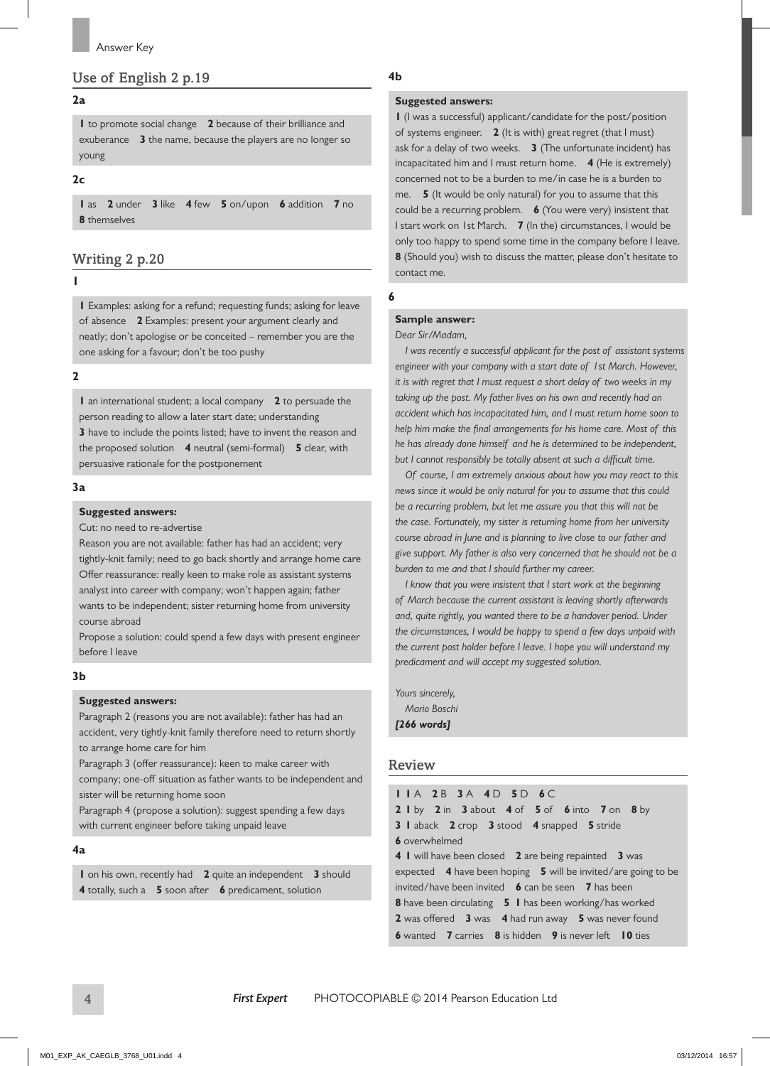Answer Key

## Use of English 2 p.19

**2a**

**1** to promote social change **2** because of their brilliance and exuberance **3** the name, because the players are no longer so young

**2c**

**1** as **2** under **3** like **4** few **5** on/upon **6** addition **7** no **8** themselves

## Writing 2 p.20

**1**

**1** Examples: asking for a refund; requesting funds; asking for leave of absence **2** Examples: present your argument clearly and neatly; don't apologise or be conceited – remember you are the one asking for a favour; don't be too pushy

**2**

**1** an international student; a local company **2** to persuade the person reading to allow a later start date; understanding **3** have to include the points listed; have to invent the reason and the proposed solution **4** neutral (semi-formal) **5** clear, with persuasive rationale for the postponement

**3a**

**Suggested answers:**

Cut: no need to re-advertise

Reason you are not available: father has had an accident; very tightly-knit family; need to go back shortly and arrange home care

Offer reassurance: really keen to make role as assistant systems analyst into career with company; won't happen again; father wants to be independent; sister returning home from university course abroad

Propose a solution: could spend a few days with present engineer before I leave

**3b**

**Suggested answers:**

Paragraph 2 (reasons you are not available): father has had an accident, very tightly-knit family therefore need to return shortly to arrange home care for him

Paragraph 3 (offer reassurance): keen to make career with company; one-off situation as father wants to be independent and sister will be returning home soon

Paragraph 4 (propose a solution): suggest spending a few days with current engineer before taking unpaid leave

**4a**

**1** on his own, recently had **2** quite an independent **3** should **4** totally, such a **5** soon after **6** predicament, solution

**4b**

**Suggested answers:**

**1** (I was a successful) applicant/candidate for the post/position of systems engineer. **2** (It is with) great regret (that I must) ask for a delay of two weeks. **3** (The unfortunate incident) has incapacitated him and I must return home. **4** (He is extremely) concerned not to be a burden to me/in case he is a burden to me. **5** (It would be only natural) for you to assume that this could be a recurring problem. **6** (You were very) insistent that I start work on 1st March. **7** (In the) circumstances, I would be only too happy to spend some time in the company before I leave. **8** (Should you) wish to discuss the matter, please don't hesitate to contact me.

**6**

**Sample answer:**

*Dear Sir/Madam,*

*I was recently a successful applicant for the post of assistant systems engineer with your company with a start date of 1st March. However, it is with regret that I must request a short delay of two weeks in my taking up the post. My father lives on his own and recently had an accident which has incapacitated him, and I must return home soon to help him make the final arrangements for his home care. Most of this he has already done himself and he is determined to be independent, but I cannot responsibly be totally absent at such a difficult time.*

*Of course, I am extremely anxious about how you may react to this news since it would be only natural for you to assume that this could be a recurring problem, but let me assure you that this will not be the case. Fortunately, my sister is returning home from her university course abroad in June and is planning to live close to our father and give support. My father is also very concerned that he should not be a burden to me and that I should further my career.*

*I know that you were insistent that I start work at the beginning of March because the current assistant is leaving shortly afterwards and, quite rightly, you wanted there to be a handover period. Under the circumstances, I would be happy to spend a few days unpaid with the current post holder before I leave. I hope you will understand my predicament and will accept my suggested solution.*

*Yours sincerely,*

*Mario Boschi*

***[266 words]***

## Review

**1** **1** A **2** B **3** A **4** D **5** D **6** C

**2** **1** by **2** in **3** about **4** of **5** of **6** into **7** on **8** by

**3** **1** aback **2** crop **3** stood **4** snapped **5** stride **6** overwhelmed

**4** **1** will have been closed **2** are being repainted **3** was expected **4** have been hoping **5** will be invited/are going to be invited/have been invited **6** can be seen **7** has been **8** have been circulating **5** **1** has been working/has worked **2** was offered **3** was **4** had run away **5** was never found **6** wanted **7** carries **8** is hidden **9** is never left **10** ties